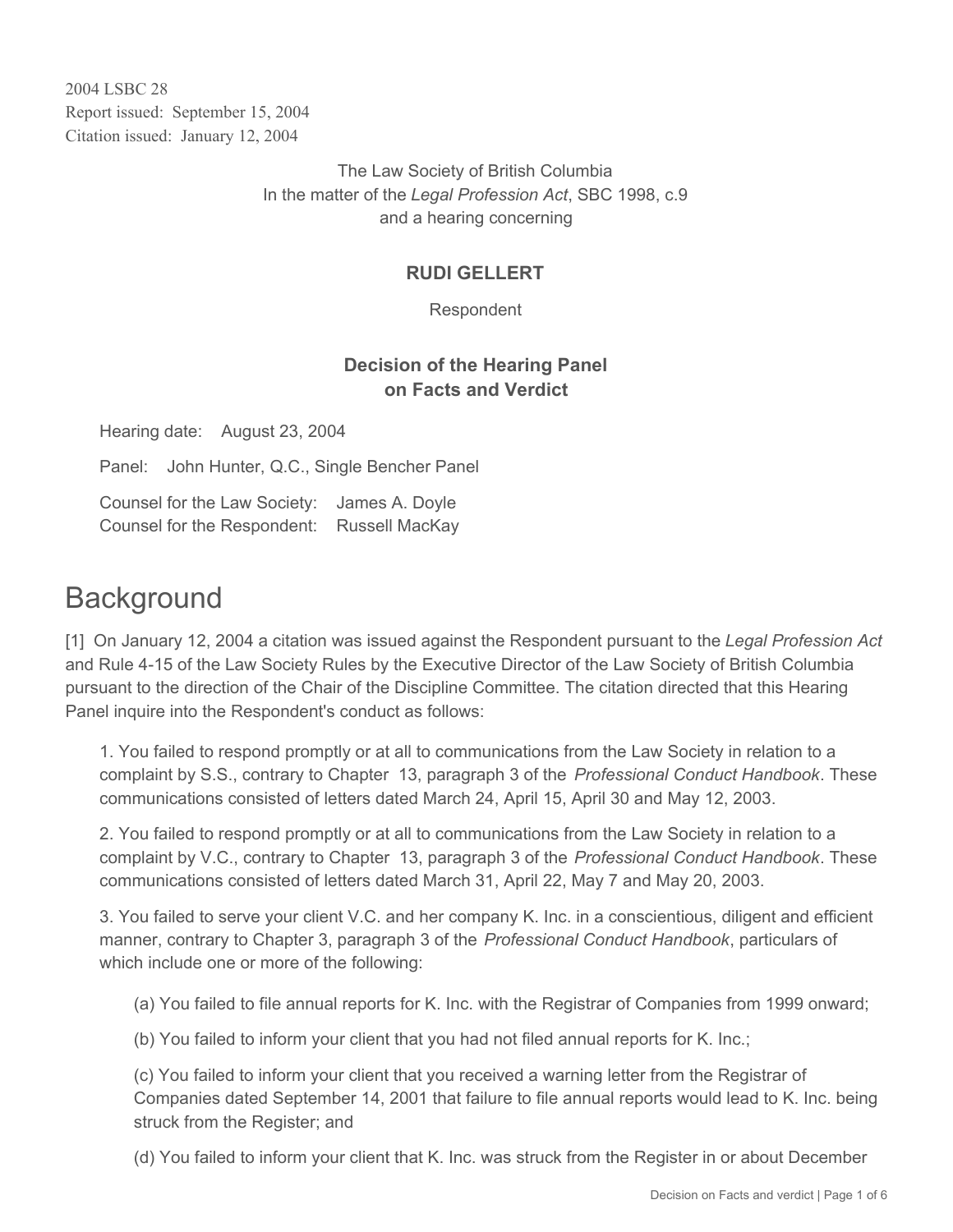2004 LSBC 28
Report issued: September 15, 2004
Citation issued: January 12, 2004

The Law Society of British Columbia
In the matter of the *Legal Profession Act*, SBC 1998, c.9
and a hearing concerning

**RUDI GELLERT**

Respondent

**Decision of the Hearing Panel on Facts and Verdict**

Hearing date: August 23, 2004

Panel: John Hunter, Q.C., Single Bencher Panel

Counsel for the Law Society: James A. Doyle
Counsel for the Respondent: Russell MacKay

# Background

[1] On January 12, 2004 a citation was issued against the Respondent pursuant to the *Legal Profession Act* and Rule 4-15 of the Law Society Rules by the Executive Director of the Law Society of British Columbia pursuant to the direction of the Chair of the Discipline Committee. The citation directed that this Hearing Panel inquire into the Respondent's conduct as follows:

1. You failed to respond promptly or at all to communications from the Law Society in relation to a complaint by S.S., contrary to Chapter 13, paragraph 3 of the *Professional Conduct Handbook*. These communications consisted of letters dated March 24, April 15, April 30 and May 12, 2003.

2. You failed to respond promptly or at all to communications from the Law Society in relation to a complaint by V.C., contrary to Chapter 13, paragraph 3 of the *Professional Conduct Handbook*. These communications consisted of letters dated March 31, April 22, May 7 and May 20, 2003.

3. You failed to serve your client V.C. and her company K. Inc. in a conscientious, diligent and efficient manner, contrary to Chapter 3, paragraph 3 of the *Professional Conduct Handbook*, particulars of which include one or more of the following:

   (a) You failed to file annual reports for K. Inc. with the Registrar of Companies from 1999 onward;

   (b) You failed to inform your client that you had not filed annual reports for K. Inc.;

   (c) You failed to inform your client that you received a warning letter from the Registrar of Companies dated September 14, 2001 that failure to file annual reports would lead to K. Inc. being struck from the Register; and

   (d) You failed to inform your client that K. Inc. was struck from the Register in or about December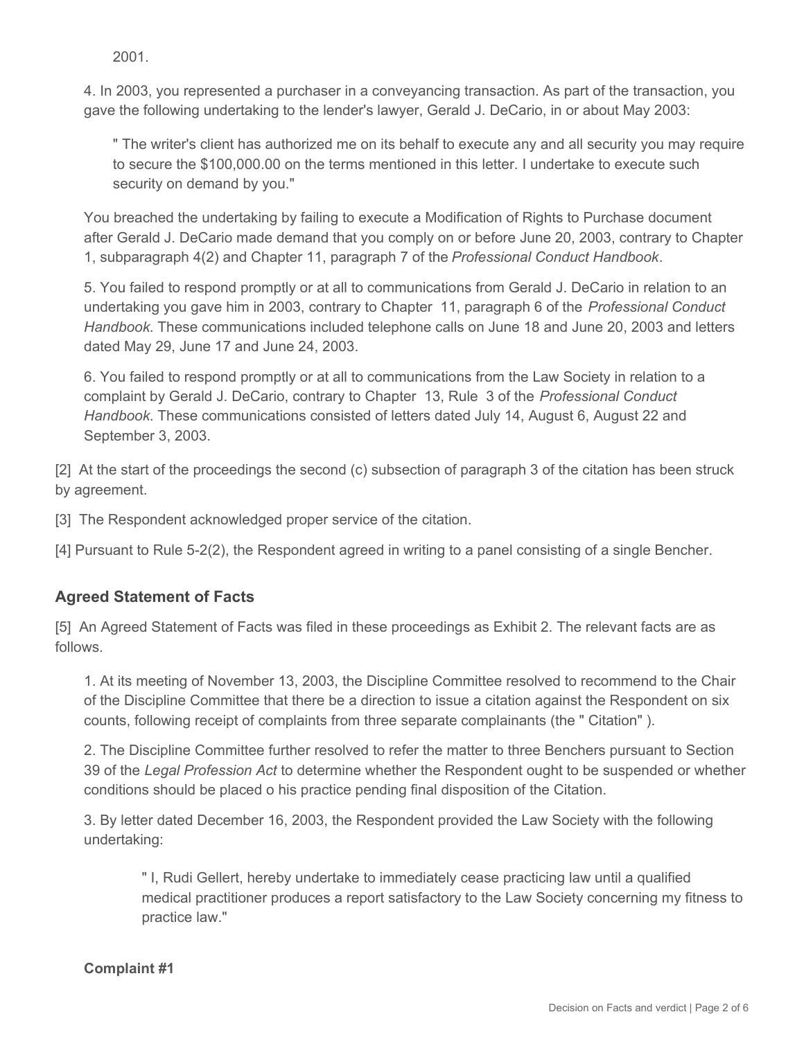2001.

4. In 2003, you represented a purchaser in a conveyancing transaction. As part of the transaction, you gave the following undertaking to the lender's lawyer, Gerald J. DeCario, in or about May 2003:

> " The writer's client has authorized me on its behalf to execute any and all security you may require to secure the $100,000.00 on the terms mentioned in this letter. I undertake to execute such security on demand by you."

You breached the undertaking by failing to execute a Modification of Rights to Purchase document after Gerald J. DeCario made demand that you comply on or before June 20, 2003, contrary to Chapter 1, subparagraph 4(2) and Chapter 11, paragraph 7 of the *Professional Conduct Handbook*.

5. You failed to respond promptly or at all to communications from Gerald J. DeCario in relation to an undertaking you gave him in 2003, contrary to Chapter 11, paragraph 6 of the *Professional Conduct Handbook*. These communications included telephone calls on June 18 and June 20, 2003 and letters dated May 29, June 17 and June 24, 2003.

6. You failed to respond promptly or at all to communications from the Law Society in relation to a complaint by Gerald J. DeCario, contrary to Chapter 13, Rule 3 of the *Professional Conduct Handbook*. These communications consisted of letters dated July 14, August 6, August 22 and September 3, 2003.

[2] At the start of the proceedings the second (c) subsection of paragraph 3 of the citation has been struck by agreement.

[3] The Respondent acknowledged proper service of the citation.

[4] Pursuant to Rule 5-2(2), the Respondent agreed in writing to a panel consisting of a single Bencher.

## Agreed Statement of Facts

[5] An Agreed Statement of Facts was filed in these proceedings as Exhibit 2. The relevant facts are as follows.

1. At its meeting of November 13, 2003, the Discipline Committee resolved to recommend to the Chair of the Discipline Committee that there be a direction to issue a citation against the Respondent on six counts, following receipt of complaints from three separate complainants (the " Citation" ).

2. The Discipline Committee further resolved to refer the matter to three Benchers pursuant to Section 39 of the *Legal Profession Act* to determine whether the Respondent ought to be suspended or whether conditions should be placed o his practice pending final disposition of the Citation.

3. By letter dated December 16, 2003, the Respondent provided the Law Society with the following undertaking:

> " I, Rudi Gellert, hereby undertake to immediately cease practicing law until a qualified medical practitioner produces a report satisfactory to the Law Society concerning my fitness to practice law."

**Complaint #1**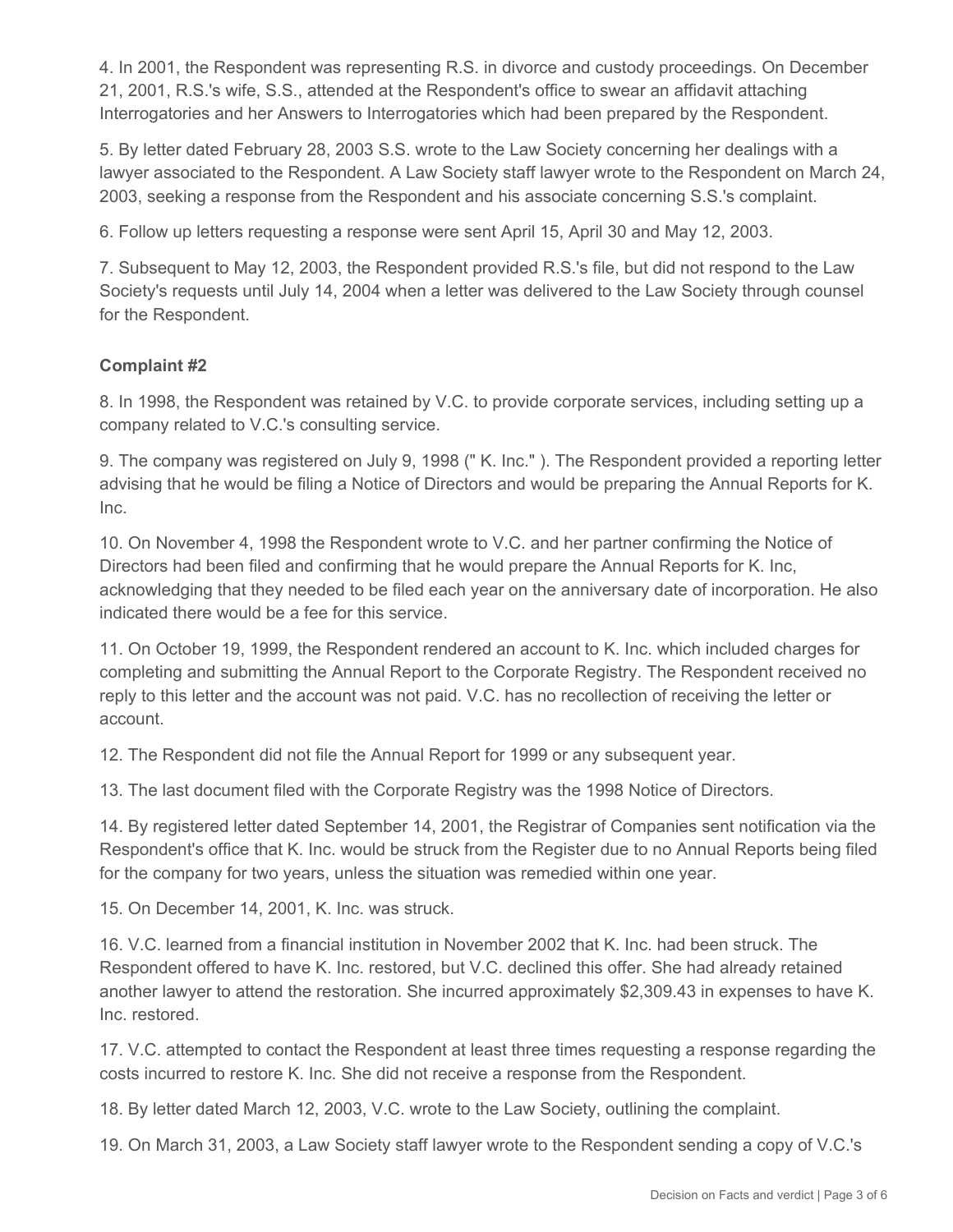4. In 2001, the Respondent was representing R.S. in divorce and custody proceedings. On December 21, 2001, R.S.'s wife, S.S., attended at the Respondent's office to swear an affidavit attaching Interrogatories and her Answers to Interrogatories which had been prepared by the Respondent.

5. By letter dated February 28, 2003 S.S. wrote to the Law Society concerning her dealings with a lawyer associated to the Respondent. A Law Society staff lawyer wrote to the Respondent on March 24, 2003, seeking a response from the Respondent and his associate concerning S.S.'s complaint.

6. Follow up letters requesting a response were sent April 15, April 30 and May 12, 2003.

7. Subsequent to May 12, 2003, the Respondent provided R.S.'s file, but did not respond to the Law Society's requests until July 14, 2004 when a letter was delivered to the Law Society through counsel for the Respondent.

**Complaint #2**

8. In 1998, the Respondent was retained by V.C. to provide corporate services, including setting up a company related to V.C.'s consulting service.

9. The company was registered on July 9, 1998 (" K. Inc." ). The Respondent provided a reporting letter advising that he would be filing a Notice of Directors and would be preparing the Annual Reports for K. Inc.

10. On November 4, 1998 the Respondent wrote to V.C. and her partner confirming the Notice of Directors had been filed and confirming that he would prepare the Annual Reports for K. Inc, acknowledging that they needed to be filed each year on the anniversary date of incorporation. He also indicated there would be a fee for this service.

11. On October 19, 1999, the Respondent rendered an account to K. Inc. which included charges for completing and submitting the Annual Report to the Corporate Registry. The Respondent received no reply to this letter and the account was not paid. V.C. has no recollection of receiving the letter or account.

12. The Respondent did not file the Annual Report for 1999 or any subsequent year.

13. The last document filed with the Corporate Registry was the 1998 Notice of Directors.

14. By registered letter dated September 14, 2001, the Registrar of Companies sent notification via the Respondent's office that K. Inc. would be struck from the Register due to no Annual Reports being filed for the company for two years, unless the situation was remedied within one year.

15. On December 14, 2001, K. Inc. was struck.

16. V.C. learned from a financial institution in November 2002 that K. Inc. had been struck. The Respondent offered to have K. Inc. restored, but V.C. declined this offer. She had already retained another lawyer to attend the restoration. She incurred approximately $2,309.43 in expenses to have K. Inc. restored.

17. V.C. attempted to contact the Respondent at least three times requesting a response regarding the costs incurred to restore K. Inc. She did not receive a response from the Respondent.

18. By letter dated March 12, 2003, V.C. wrote to the Law Society, outlining the complaint.

19. On March 31, 2003, a Law Society staff lawyer wrote to the Respondent sending a copy of V.C.'s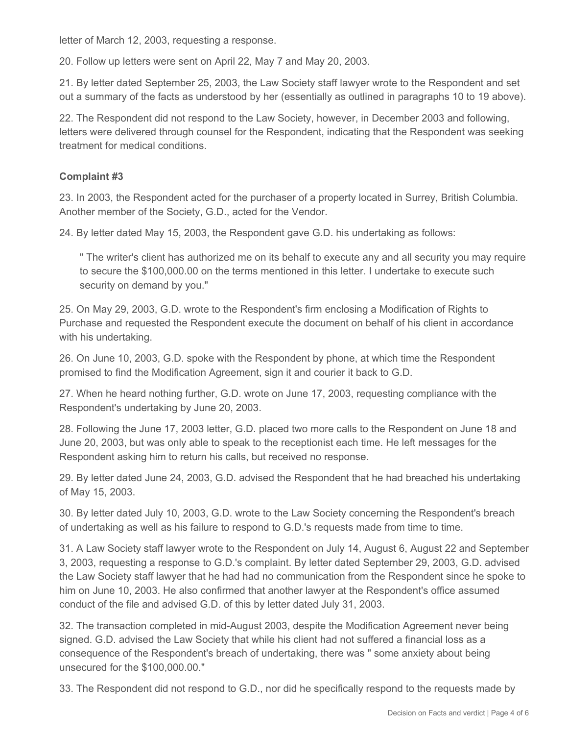letter of March 12, 2003, requesting a response.

20. Follow up letters were sent on April 22, May 7 and May 20, 2003.

21. By letter dated September 25, 2003, the Law Society staff lawyer wrote to the Respondent and set out a summary of the facts as understood by her (essentially as outlined in paragraphs 10 to 19 above).

22. The Respondent did not respond to the Law Society, however, in December 2003 and following, letters were delivered through counsel for the Respondent, indicating that the Respondent was seeking treatment for medical conditions.

**Complaint #3**

23. In 2003, the Respondent acted for the purchaser of a property located in Surrey, British Columbia. Another member of the Society, G.D., acted for the Vendor.

24. By letter dated May 15, 2003, the Respondent gave G.D. his undertaking as follows:

> " The writer's client has authorized me on its behalf to execute any and all security you may require to secure the $100,000.00 on the terms mentioned in this letter. I undertake to execute such security on demand by you."

25. On May 29, 2003, G.D. wrote to the Respondent's firm enclosing a Modification of Rights to Purchase and requested the Respondent execute the document on behalf of his client in accordance with his undertaking.

26. On June 10, 2003, G.D. spoke with the Respondent by phone, at which time the Respondent promised to find the Modification Agreement, sign it and courier it back to G.D.

27. When he heard nothing further, G.D. wrote on June 17, 2003, requesting compliance with the Respondent's undertaking by June 20, 2003.

28. Following the June 17, 2003 letter, G.D. placed two more calls to the Respondent on June 18 and June 20, 2003, but was only able to speak to the receptionist each time. He left messages for the Respondent asking him to return his calls, but received no response.

29. By letter dated June 24, 2003, G.D. advised the Respondent that he had breached his undertaking of May 15, 2003.

30. By letter dated July 10, 2003, G.D. wrote to the Law Society concerning the Respondent's breach of undertaking as well as his failure to respond to G.D.'s requests made from time to time.

31. A Law Society staff lawyer wrote to the Respondent on July 14, August 6, August 22 and September 3, 2003, requesting a response to G.D.'s complaint. By letter dated September 29, 2003, G.D. advised the Law Society staff lawyer that he had had no communication from the Respondent since he spoke to him on June 10, 2003. He also confirmed that another lawyer at the Respondent's office assumed conduct of the file and advised G.D. of this by letter dated July 31, 2003.

32. The transaction completed in mid-August 2003, despite the Modification Agreement never being signed. G.D. advised the Law Society that while his client had not suffered a financial loss as a consequence of the Respondent's breach of undertaking, there was " some anxiety about being unsecured for the $100,000.00."

33. The Respondent did not respond to G.D., nor did he specifically respond to the requests made by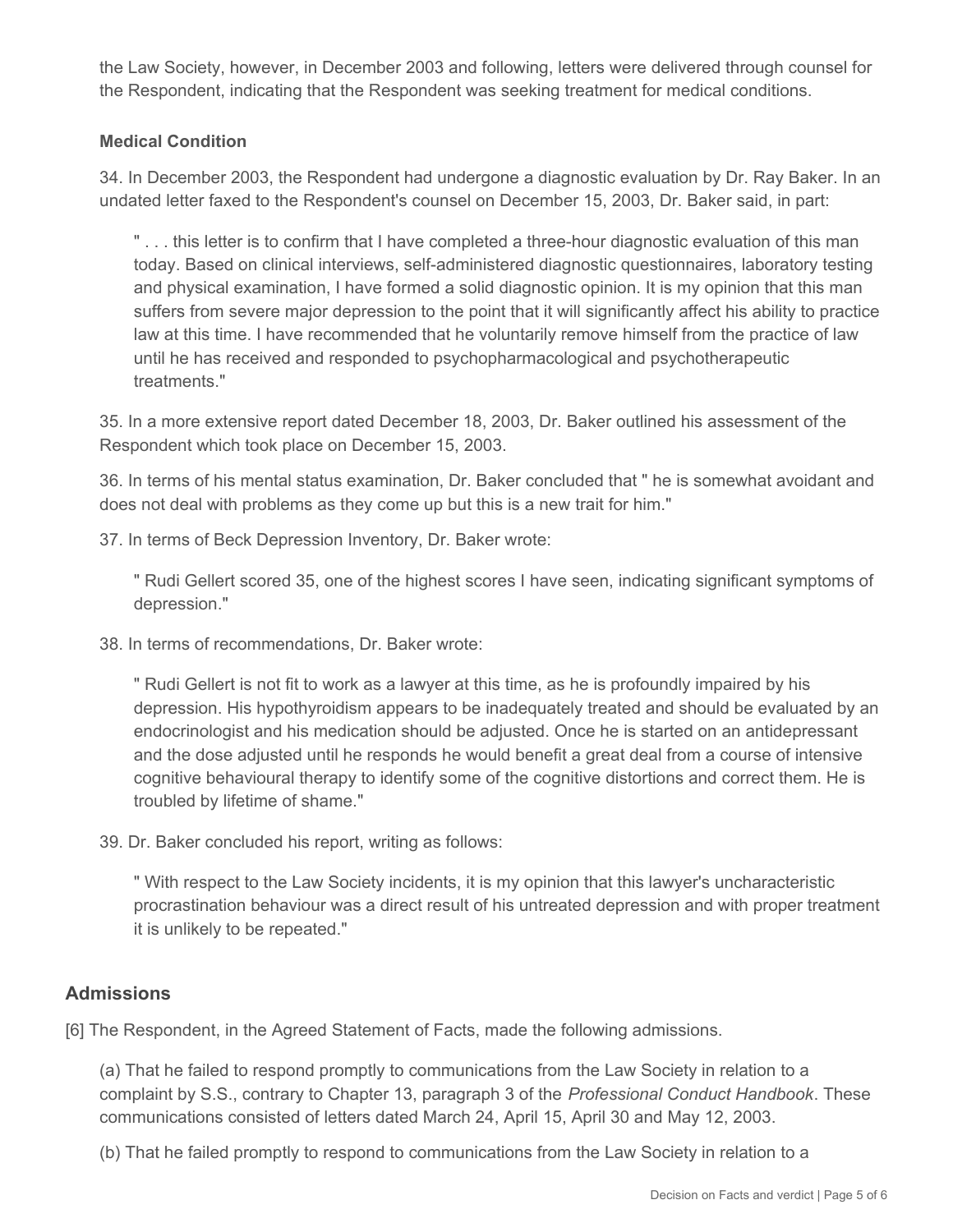the Law Society, however, in December 2003 and following, letters were delivered through counsel for the Respondent, indicating that the Respondent was seeking treatment for medical conditions.

**Medical Condition**

34. In December 2003, the Respondent had undergone a diagnostic evaluation by Dr. Ray Baker. In an undated letter faxed to the Respondent's counsel on December 15, 2003, Dr. Baker said, in part:

> " . . . this letter is to confirm that I have completed a three-hour diagnostic evaluation of this man today. Based on clinical interviews, self-administered diagnostic questionnaires, laboratory testing and physical examination, I have formed a solid diagnostic opinion. It is my opinion that this man suffers from severe major depression to the point that it will significantly affect his ability to practice law at this time. I have recommended that he voluntarily remove himself from the practice of law until he has received and responded to psychopharmacological and psychotherapeutic treatments."

35. In a more extensive report dated December 18, 2003, Dr. Baker outlined his assessment of the Respondent which took place on December 15, 2003.

36. In terms of his mental status examination, Dr. Baker concluded that " he is somewhat avoidant and does not deal with problems as they come up but this is a new trait for him."

37. In terms of Beck Depression Inventory, Dr. Baker wrote:

> " Rudi Gellert scored 35, one of the highest scores I have seen, indicating significant symptoms of depression."

38. In terms of recommendations, Dr. Baker wrote:

> " Rudi Gellert is not fit to work as a lawyer at this time, as he is profoundly impaired by his depression. His hypothyroidism appears to be inadequately treated and should be evaluated by an endocrinologist and his medication should be adjusted. Once he is started on an antidepressant and the dose adjusted until he responds he would benefit a great deal from a course of intensive cognitive behavioural therapy to identify some of the cognitive distortions and correct them. He is troubled by lifetime of shame."

39. Dr. Baker concluded his report, writing as follows:

> " With respect to the Law Society incidents, it is my opinion that this lawyer's uncharacteristic procrastination behaviour was a direct result of his untreated depression and with proper treatment it is unlikely to be repeated."

## Admissions

[6] The Respondent, in the Agreed Statement of Facts, made the following admissions.

> (a) That he failed to respond promptly to communications from the Law Society in relation to a complaint by S.S., contrary to Chapter 13, paragraph 3 of the *Professional Conduct Handbook*. These communications consisted of letters dated March 24, April 15, April 30 and May 12, 2003.
>
> (b) That he failed promptly to respond to communications from the Law Society in relation to a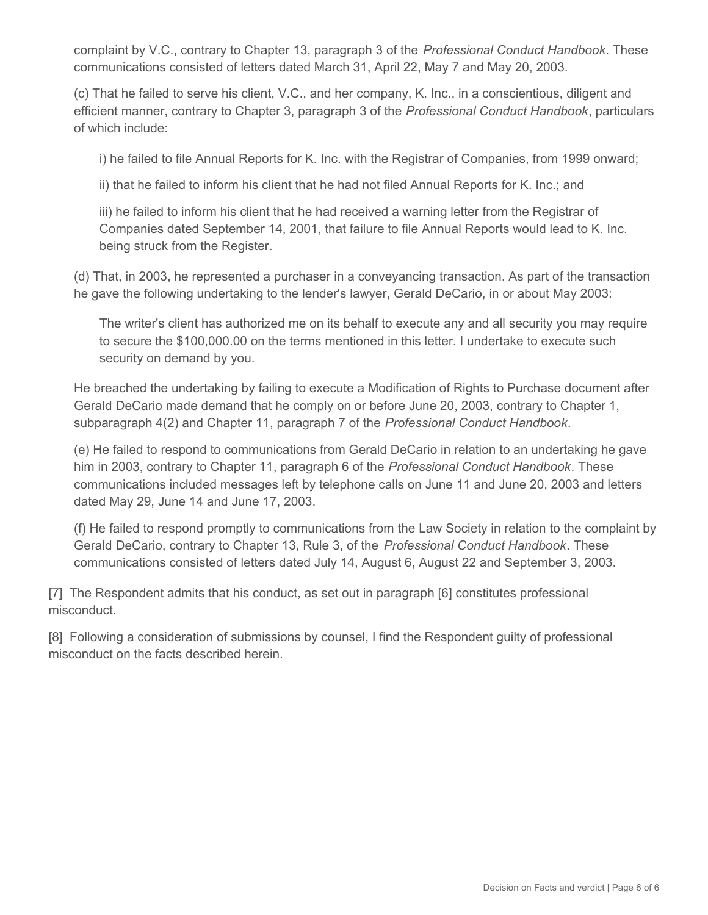complaint by V.C., contrary to Chapter 13, paragraph 3 of the *Professional Conduct Handbook*. These communications consisted of letters dated March 31, April 22, May 7 and May 20, 2003.

(c) That he failed to serve his client, V.C., and her company, K. Inc., in a conscientious, diligent and efficient manner, contrary to Chapter 3, paragraph 3 of the *Professional Conduct Handbook*, particulars of which include:

> i) he failed to file Annual Reports for K. Inc. with the Registrar of Companies, from 1999 onward;
>
> ii) that he failed to inform his client that he had not filed Annual Reports for K. Inc.; and
>
> iii) he failed to inform his client that he had received a warning letter from the Registrar of Companies dated September 14, 2001, that failure to file Annual Reports would lead to K. Inc. being struck from the Register.

(d) That, in 2003, he represented a purchaser in a conveyancing transaction. As part of the transaction he gave the following undertaking to the lender's lawyer, Gerald DeCario, in or about May 2003:

> The writer's client has authorized me on its behalf to execute any and all security you may require to secure the $100,000.00 on the terms mentioned in this letter. I undertake to execute such security on demand by you.

He breached the undertaking by failing to execute a Modification of Rights to Purchase document after Gerald DeCario made demand that he comply on or before June 20, 2003, contrary to Chapter 1, subparagraph 4(2) and Chapter 11, paragraph 7 of the *Professional Conduct Handbook*.

(e) He failed to respond to communications from Gerald DeCario in relation to an undertaking he gave him in 2003, contrary to Chapter 11, paragraph 6 of the *Professional Conduct Handbook*. These communications included messages left by telephone calls on June 11 and June 20, 2003 and letters dated May 29, June 14 and June 17, 2003.

(f) He failed to respond promptly to communications from the Law Society in relation to the complaint by Gerald DeCario, contrary to Chapter 13, Rule 3, of the *Professional Conduct Handbook*. These communications consisted of letters dated July 14, August 6, August 22 and September 3, 2003.

[7] The Respondent admits that his conduct, as set out in paragraph [6] constitutes professional misconduct.

[8] Following a consideration of submissions by counsel, I find the Respondent guilty of professional misconduct on the facts described herein.